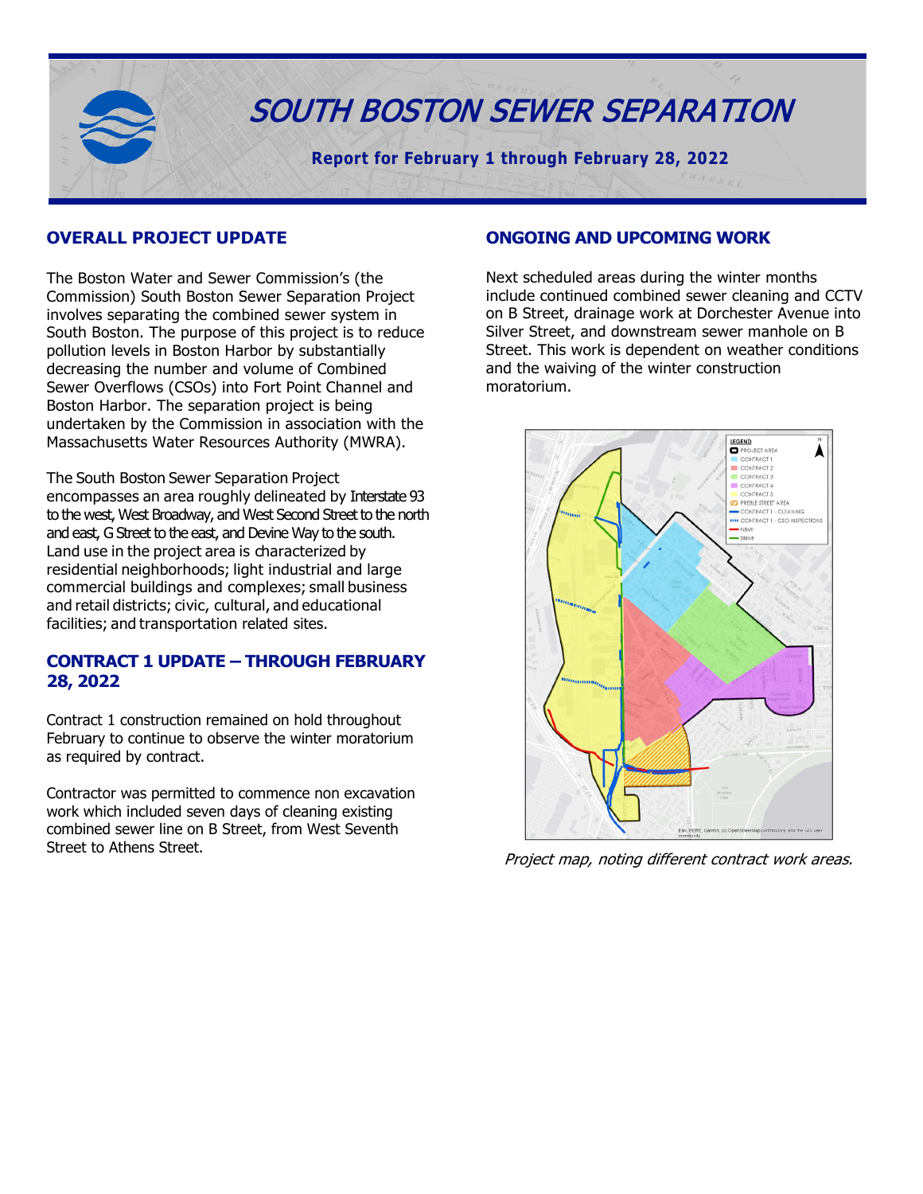# SOUTH BOSTON SEWER SEPARATION

**Report for February 1 through February 28, 2022**

## OVERALL PROJECT UPDATE

The Boston Water and Sewer Commission's (the Commission) South Boston Sewer Separation Project involves separating the combined sewer system in South Boston. The purpose of this project is to reduce pollution levels in Boston Harbor by substantially decreasing the number and volume of Combined Sewer Overflows (CSOs) into Fort Point Channel and Boston Harbor. The separation project is being undertaken by the Commission in association with the Massachusetts Water Resources Authority (MWRA).

The South Boston Sewer Separation Project encompasses an area roughly delineated by Interstate 93 to the west, West Broadway, and West Second Street to the north and east, G Street to the east, and Devine Way to the south. Land use in the project area is characterized by residential neighborhoods; light industrial and large commercial buildings and complexes; small business and retail districts; civic, cultural, and educational facilities; and transportation related sites.

## CONTRACT 1 UPDATE – THROUGH FEBRUARY 28, 2022

Contract 1 construction remained on hold throughout February to continue to observe the winter moratorium as required by contract.

Contractor was permitted to commence non excavation work which included seven days of cleaning existing combined sewer line on B Street, from West Seventh Street to Athens Street.

## ONGOING AND UPCOMING WORK

Next scheduled areas during the winter months include continued combined sewer cleaning and CCTV on B Street, drainage work at Dorchester Avenue into Silver Street, and downstream sewer manhole on B Street. This work is dependent on weather conditions and the waiving of the winter construction moratorium.

*Project map, noting different contract work areas.*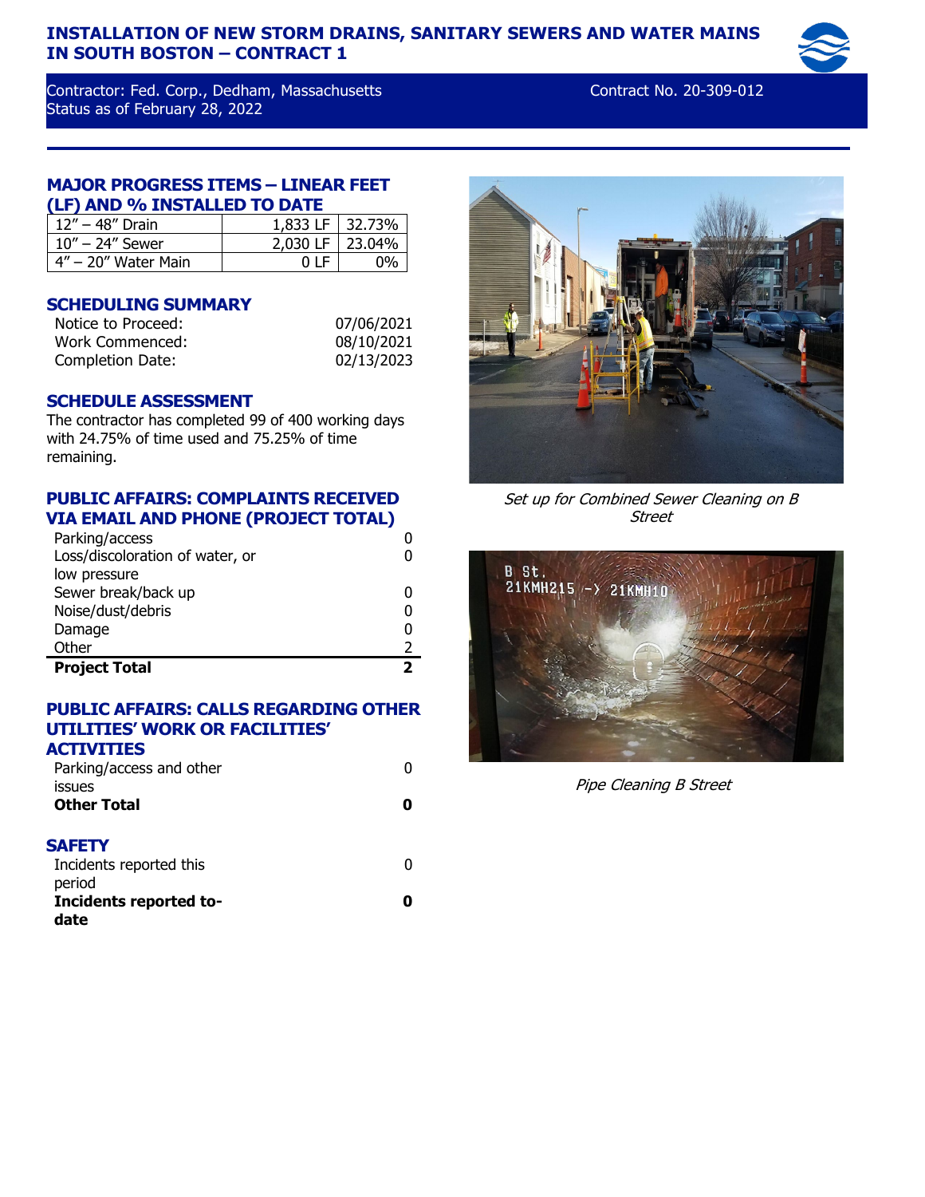# INSTALLATION OF NEW STORM DRAINS, SANITARY SEWERS AND WATER MAINS IN SOUTH BOSTON – CONTRACT 1

Contractor: Fed. Corp., Dedham, Massachusetts
Status as of February 28, 2022

Contract No. 20-309-012

## MAJOR PROGRESS ITEMS – LINEAR FEET (LF) AND % INSTALLED TO DATE

| | | |
|---|---|---|
| 12" – 48" Drain | 1,833 LF | 32.73% |
| 10" – 24" Sewer | 2,030 LF | 23.04% |
| 4" – 20" Water Main | 0 LF | 0% |

## SCHEDULING SUMMARY

| | |
|---|---|
| Notice to Proceed: | 07/06/2021 |
| Work Commenced: | 08/10/2021 |
| Completion Date: | 02/13/2023 |

## SCHEDULE ASSESSMENT

The contractor has completed 99 of 400 working days with 24.75% of time used and 75.25% of time remaining.

## PUBLIC AFFAIRS: COMPLAINTS RECEIVED VIA EMAIL AND PHONE (PROJECT TOTAL)

| | |
|---|---|
| Parking/access | 0 |
| Loss/discoloration of water, or low pressure | 0 |
| Sewer break/back up | 0 |
| Noise/dust/debris | 0 |
| Damage | 0 |
| Other | 2 |
| **Project Total** | **2** |

## PUBLIC AFFAIRS: CALLS REGARDING OTHER UTILITIES' WORK OR FACILITIES' ACTIVITIES

| | |
|---|---|
| Parking/access and other issues | 0 |
| **Other Total** | **0** |

## SAFETY

| | |
|---|---|
| Incidents reported this period | 0 |
| **Incidents reported to-date** | **0** |

*Set up for Combined Sewer Cleaning on B Street*

*Pipe Cleaning B Street*